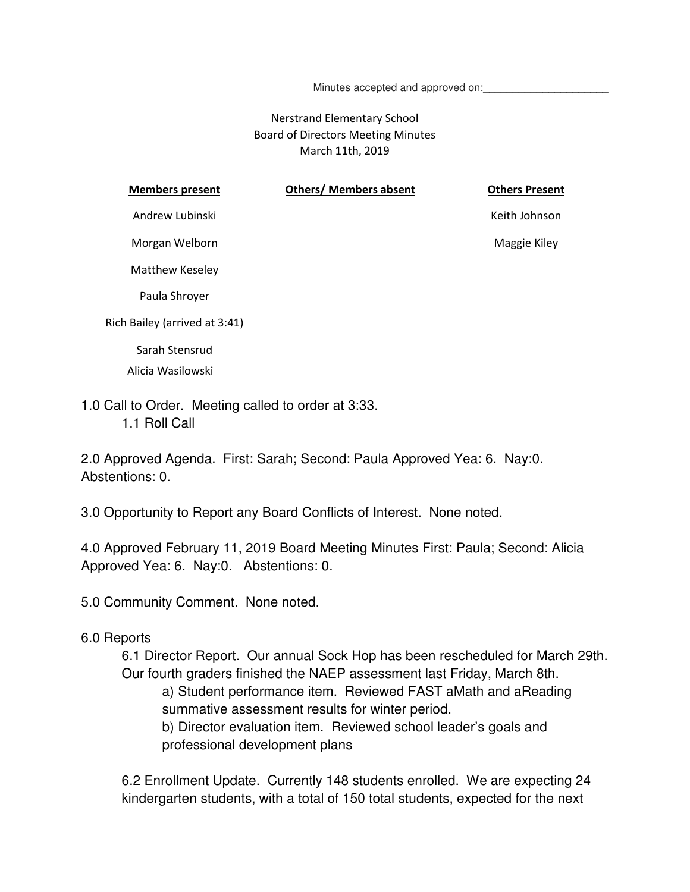Minutes accepted and approved on:______________________

Nerstrand Elementary School
Board of Directors Meeting Minutes
March 11th, 2019

| **Members present** | **Others/ Members absent** | **Others Present** |
|---|---|---|
| Andrew Lubinski | | Keith Johnson |
| Morgan Welborn | | Maggie Kiley |
| Matthew Keseley | | |
| Paula Shroyer | | |
| Rich Bailey (arrived at 3:41) | | |
| Sarah Stensrud | | |
| Alicia Wasilowski | | |

1.0 Call to Order. Meeting called to order at 3:33.
 1.1 Roll Call

2.0 Approved Agenda. First: Sarah; Second: Paula Approved Yea: 6. Nay:0. Abstentions: 0.

3.0 Opportunity to Report any Board Conflicts of Interest. None noted.

4.0 Approved February 11, 2019 Board Meeting Minutes First: Paula; Second: Alicia Approved Yea: 6. Nay:0. Abstentions: 0.

5.0 Community Comment. None noted.

6.0 Reports

 6.1 Director Report. Our annual Sock Hop has been rescheduled for March 29th. Our fourth graders finished the NAEP assessment last Friday, March 8th.

  a) Student performance item. Reviewed FAST aMath and aReading summative assessment results for winter period.

  b) Director evaluation item. Reviewed school leader's goals and professional development plans

 6.2 Enrollment Update. Currently 148 students enrolled. We are expecting 24 kindergarten students, with a total of 150 total students, expected for the next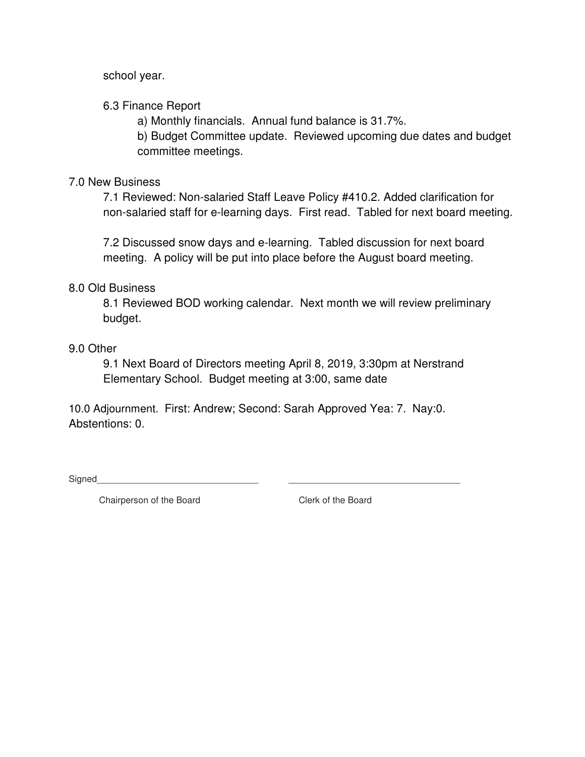school year.

6.3 Finance Report

a) Monthly financials. Annual fund balance is 31.7%.

b) Budget Committee update. Reviewed upcoming due dates and budget committee meetings.

7.0 New Business

7.1 Reviewed: Non-salaried Staff Leave Policy #410.2. Added clarification for non-salaried staff for e-learning days. First read. Tabled for next board meeting.

7.2 Discussed snow days and e-learning. Tabled discussion for next board meeting. A policy will be put into place before the August board meeting.

8.0 Old Business

8.1 Reviewed BOD working calendar. Next month we will review preliminary budget.

9.0 Other

9.1 Next Board of Directors meeting April 8, 2019, 3:30pm at Nerstrand Elementary School. Budget meeting at 3:00, same date

10.0 Adjournment. First: Andrew; Second: Sarah Approved Yea: 7. Nay:0. Abstentions: 0.

Signed_______________________________ _________________________________

Chairperson of the Board Clerk of the Board